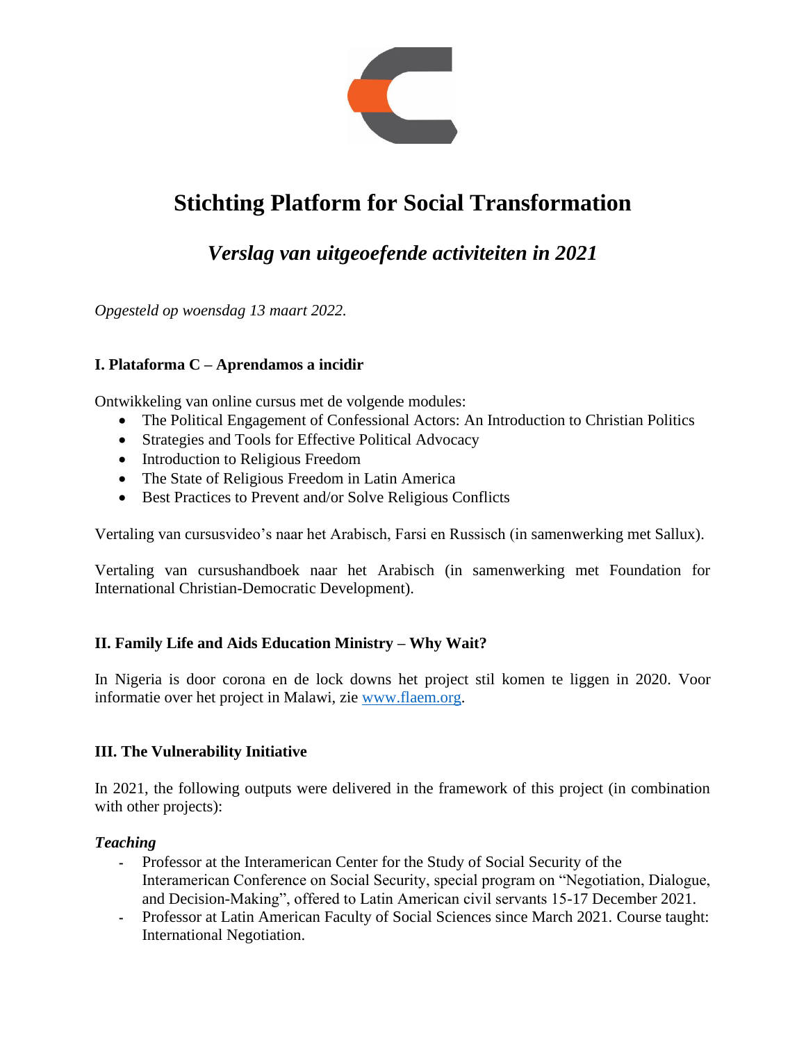# Stichting Platform for Social Transformation

## *Verslag van uitgeoefende activiteiten in 2021*

*Opgesteld op woensdag 13 maart 2022.*

### I. Plataforma C – Aprendamos a incidir

Ontwikkeling van online cursus met de volgende modules:

- The Political Engagement of Confessional Actors: An Introduction to Christian Politics
- Strategies and Tools for Effective Political Advocacy
- Introduction to Religious Freedom
- The State of Religious Freedom in Latin America
- Best Practices to Prevent and/or Solve Religious Conflicts

Vertaling van cursusvideo's naar het Arabisch, Farsi en Russisch (in samenwerking met Sallux).

Vertaling van cursushandboek naar het Arabisch (in samenwerking met Foundation for International Christian-Democratic Development).

### II. Family Life and Aids Education Ministry – Why Wait?

In Nigeria is door corona en de lock downs het project stil komen te liggen in 2020. Voor informatie over het project in Malawi, zie www.flaem.org.

### III. The Vulnerability Initiative

In 2021, the following outputs were delivered in the framework of this project (in combination with other projects):

***Teaching***

- Professor at the Interamerican Center for the Study of Social Security of the Interamerican Conference on Social Security, special program on "Negotiation, Dialogue, and Decision-Making", offered to Latin American civil servants 15-17 December 2021.
- Professor at Latin American Faculty of Social Sciences since March 2021. Course taught: International Negotiation.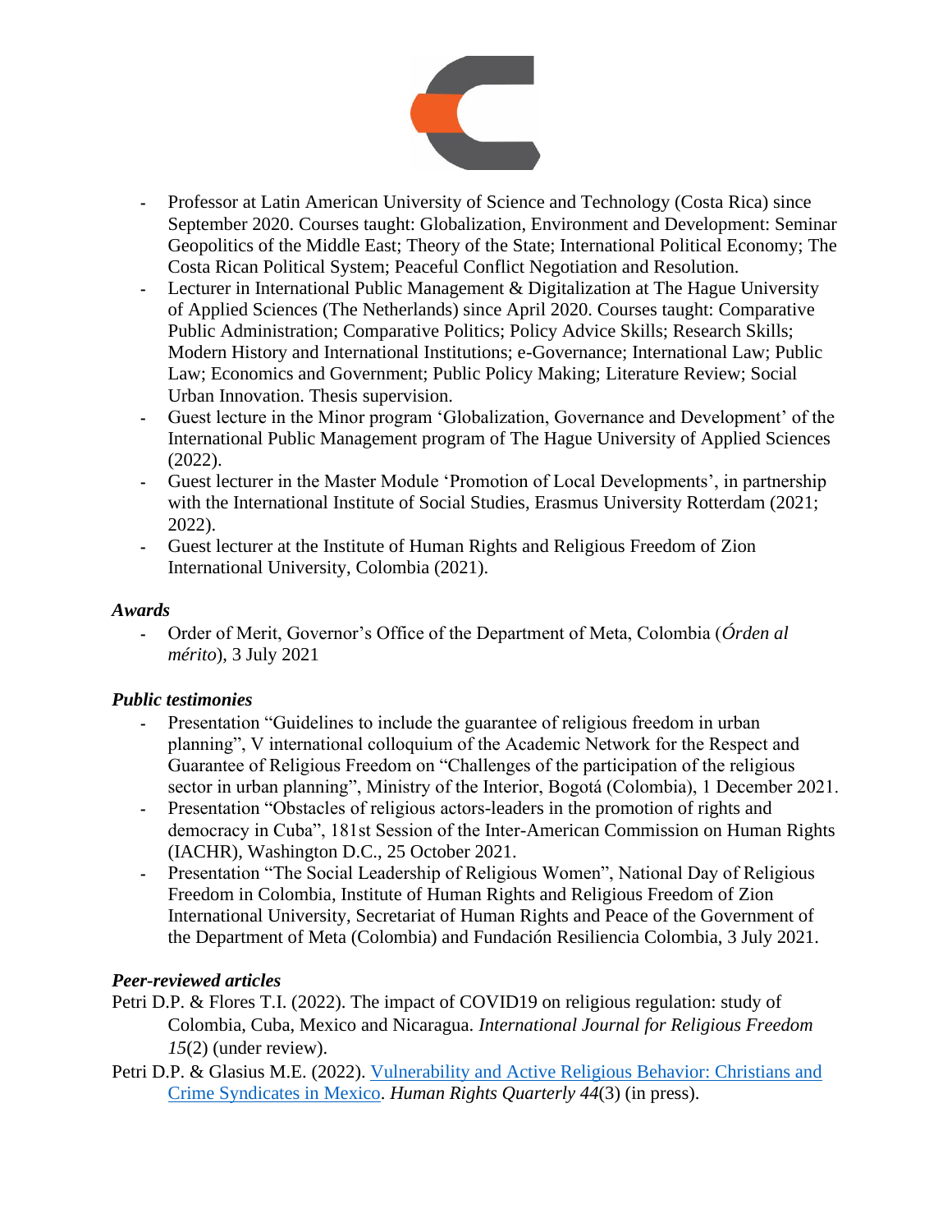- Professor at Latin American University of Science and Technology (Costa Rica) since September 2020. Courses taught: Globalization, Environment and Development: Seminar Geopolitics of the Middle East; Theory of the State; International Political Economy; The Costa Rican Political System; Peaceful Conflict Negotiation and Resolution.
- Lecturer in International Public Management & Digitalization at The Hague University of Applied Sciences (The Netherlands) since April 2020. Courses taught: Comparative Public Administration; Comparative Politics; Policy Advice Skills; Research Skills; Modern History and International Institutions; e-Governance; International Law; Public Law; Economics and Government; Public Policy Making; Literature Review; Social Urban Innovation. Thesis supervision.
- Guest lecture in the Minor program 'Globalization, Governance and Development' of the International Public Management program of The Hague University of Applied Sciences (2022).
- Guest lecturer in the Master Module 'Promotion of Local Developments', in partnership with the International Institute of Social Studies, Erasmus University Rotterdam (2021; 2022).
- Guest lecturer at the Institute of Human Rights and Religious Freedom of Zion International University, Colombia (2021).

***Awards***

- Order of Merit, Governor's Office of the Department of Meta, Colombia (*Órden al mérito*), 3 July 2021

***Public testimonies***

- Presentation "Guidelines to include the guarantee of religious freedom in urban planning", V international colloquium of the Academic Network for the Respect and Guarantee of Religious Freedom on "Challenges of the participation of the religious sector in urban planning", Ministry of the Interior, Bogotá (Colombia), 1 December 2021.
- Presentation "Obstacles of religious actors-leaders in the promotion of rights and democracy in Cuba", 181st Session of the Inter-American Commission on Human Rights (IACHR), Washington D.C., 25 October 2021.
- Presentation "The Social Leadership of Religious Women", National Day of Religious Freedom in Colombia, Institute of Human Rights and Religious Freedom of Zion International University, Secretariat of Human Rights and Peace of the Government of the Department of Meta (Colombia) and Fundación Resiliencia Colombia, 3 July 2021.

***Peer-reviewed articles***

Petri D.P. & Flores T.I. (2022). The impact of COVID19 on religious regulation: study of Colombia, Cuba, Mexico and Nicaragua. *International Journal for Religious Freedom 15*(2) (under review).

Petri D.P. & Glasius M.E. (2022). Vulnerability and Active Religious Behavior: Christians and Crime Syndicates in Mexico. *Human Rights Quarterly 44*(3) (in press).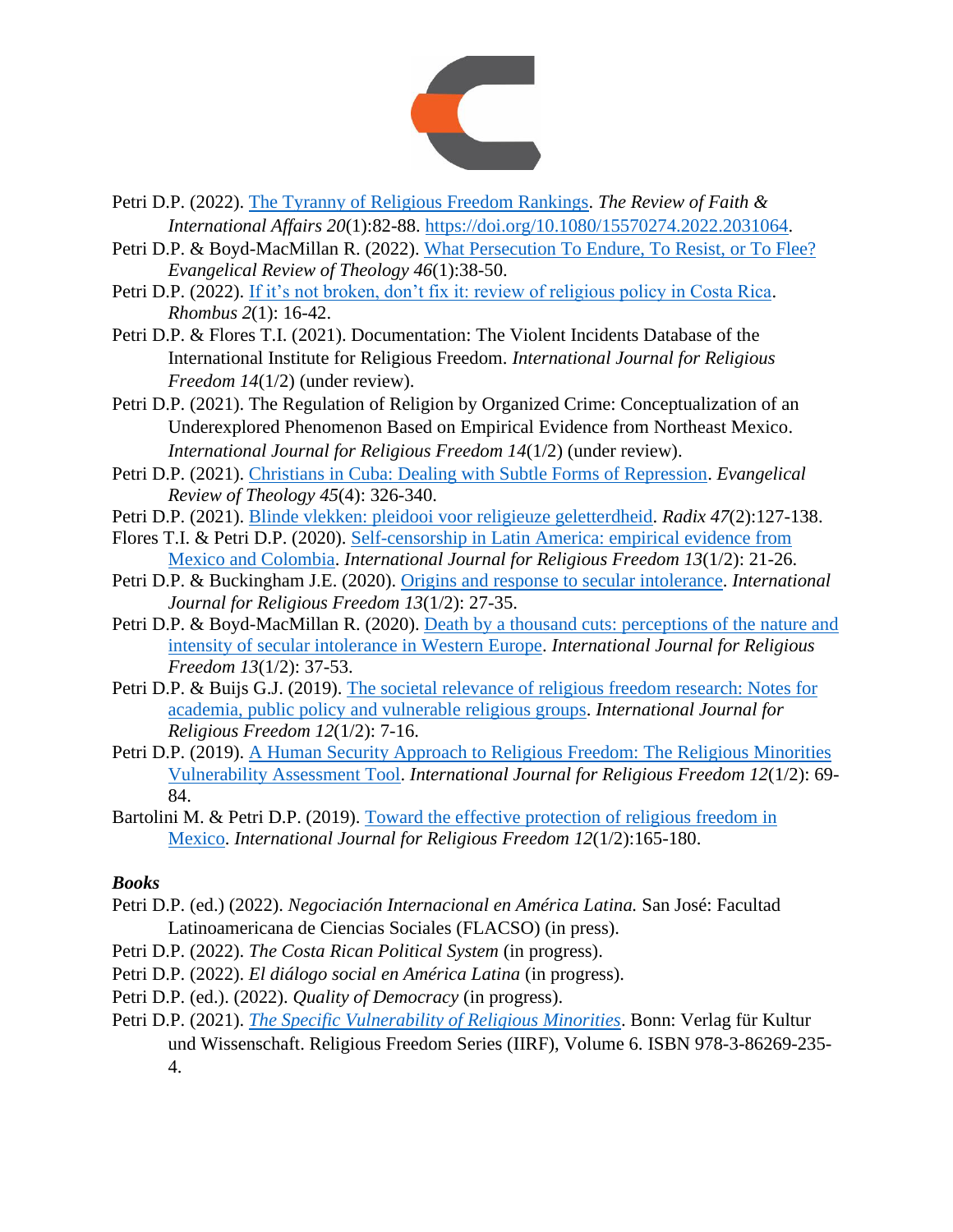Petri D.P. (2022). The Tyranny of Religious Freedom Rankings. *The Review of Faith & International Affairs 20*(1):82-88. https://doi.org/10.1080/15570274.2022.2031064.

Petri D.P. & Boyd-MacMillan R. (2022). What Persecution To Endure, To Resist, or To Flee? *Evangelical Review of Theology 46*(1):38-50.

Petri D.P. (2022). If it's not broken, don't fix it: review of religious policy in Costa Rica. *Rhombus 2*(1): 16-42.

Petri D.P. & Flores T.I. (2021). Documentation: The Violent Incidents Database of the International Institute for Religious Freedom. *International Journal for Religious Freedom 14*(1/2) (under review).

Petri D.P. (2021). The Regulation of Religion by Organized Crime: Conceptualization of an Underexplored Phenomenon Based on Empirical Evidence from Northeast Mexico. *International Journal for Religious Freedom 14*(1/2) (under review).

Petri D.P. (2021). Christians in Cuba: Dealing with Subtle Forms of Repression. *Evangelical Review of Theology 45*(4): 326-340.

Petri D.P. (2021). Blinde vlekken: pleidooi voor religieuze geletterdheid. *Radix 47*(2):127-138.

Flores T.I. & Petri D.P. (2020). Self-censorship in Latin America: empirical evidence from Mexico and Colombia. *International Journal for Religious Freedom 13*(1/2): 21-26.

Petri D.P. & Buckingham J.E. (2020). Origins and response to secular intolerance. *International Journal for Religious Freedom 13*(1/2): 27-35.

Petri D.P. & Boyd-MacMillan R. (2020). Death by a thousand cuts: perceptions of the nature and intensity of secular intolerance in Western Europe. *International Journal for Religious Freedom 13*(1/2): 37-53.

Petri D.P. & Buijs G.J. (2019). The societal relevance of religious freedom research: Notes for academia, public policy and vulnerable religious groups. *International Journal for Religious Freedom 12*(1/2): 7-16.

Petri D.P. (2019). A Human Security Approach to Religious Freedom: The Religious Minorities Vulnerability Assessment Tool. *International Journal for Religious Freedom 12*(1/2): 69-84.

Bartolini M. & Petri D.P. (2019). Toward the effective protection of religious freedom in Mexico. *International Journal for Religious Freedom 12*(1/2):165-180.

***Books***

Petri D.P. (ed.) (2022). *Negociación Internacional en América Latina.* San José: Facultad Latinoamericana de Ciencias Sociales (FLACSO) (in press).

Petri D.P. (2022). *The Costa Rican Political System* (in progress).

Petri D.P. (2022). *El diálogo social en América Latina* (in progress).

Petri D.P. (ed.). (2022). *Quality of Democracy* (in progress).

Petri D.P. (2021). *The Specific Vulnerability of Religious Minorities*. Bonn: Verlag für Kultur und Wissenschaft. Religious Freedom Series (IIRF), Volume 6. ISBN 978-3-86269-235-4.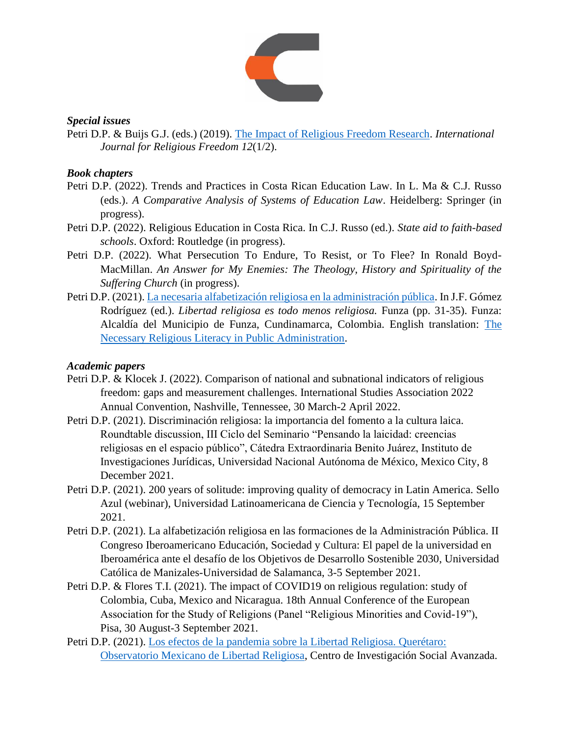***Special issues***

Petri D.P. & Buijs G.J. (eds.) (2019). [The Impact of Religious Freedom Research](). *International Journal for Religious Freedom 12*(1/2).

***Book chapters***

Petri D.P. (2022). Trends and Practices in Costa Rican Education Law. In L. Ma & C.J. Russo (eds.). *A Comparative Analysis of Systems of Education Law*. Heidelberg: Springer (in progress).

Petri D.P. (2022). Religious Education in Costa Rica. In C.J. Russo (ed.). *State aid to faith-based schools*. Oxford: Routledge (in progress).

Petri D.P. (2022). What Persecution To Endure, To Resist, or To Flee? In Ronald Boyd-MacMillan. *An Answer for My Enemies: The Theology, History and Spirituality of the Suffering Church* (in progress).

Petri D.P. (2021). [La necesaria alfabetización religiosa en la administración pública](). In J.F. Gómez Rodríguez (ed.). *Libertad religiosa es todo menos religiosa.* Funza (pp. 31-35). Funza: Alcaldía del Municipio de Funza, Cundinamarca, Colombia. English translation: [The Necessary Religious Literacy in Public Administration]().

***Academic papers***

Petri D.P. & Klocek J. (2022). Comparison of national and subnational indicators of religious freedom: gaps and measurement challenges. International Studies Association 2022 Annual Convention, Nashville, Tennessee, 30 March-2 April 2022.

Petri D.P. (2021). Discriminación religiosa: la importancia del fomento a la cultura laica. Roundtable discussion, III Ciclo del Seminario "Pensando la laicidad: creencias religiosas en el espacio público", Cátedra Extraordinaria Benito Juárez, Instituto de Investigaciones Jurídicas, Universidad Nacional Autónoma de México, Mexico City, 8 December 2021.

Petri D.P. (2021). 200 years of solitude: improving quality of democracy in Latin America. Sello Azul (webinar), Universidad Latinoamericana de Ciencia y Tecnología, 15 September 2021.

Petri D.P. (2021). La alfabetización religiosa en las formaciones de la Administración Pública. II Congreso Iberoamericano Educación, Sociedad y Cultura: El papel de la universidad en Iberoamérica ante el desafío de los Objetivos de Desarrollo Sostenible 2030, Universidad Católica de Manizales-Universidad de Salamanca, 3-5 September 2021.

Petri D.P. & Flores T.I. (2021). The impact of COVID19 on religious regulation: study of Colombia, Cuba, Mexico and Nicaragua. 18th Annual Conference of the European Association for the Study of Religions (Panel "Religious Minorities and Covid-19"), Pisa, 30 August-3 September 2021.

Petri D.P. (2021). [Los efectos de la pandemia sobre la Libertad Religiosa. Querétaro: Observatorio Mexicano de Libertad Religiosa](), Centro de Investigación Social Avanzada.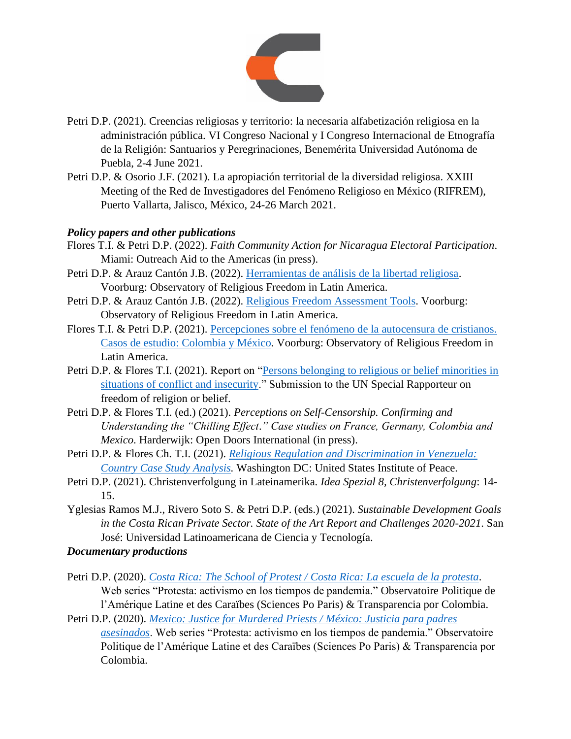Petri D.P. (2021). Creencias religiosas y territorio: la necesaria alfabetización religiosa en la administración pública. VI Congreso Nacional y I Congreso Internacional de Etnografía de la Religión: Santuarios y Peregrinaciones, Benemérita Universidad Autónoma de Puebla, 2-4 June 2021.

Petri D.P. & Osorio J.F. (2021). La apropiación territorial de la diversidad religiosa. XXIII Meeting of the Red de Investigadores del Fenómeno Religioso en México (RIFREM), Puerto Vallarta, Jalisco, México, 24-26 March 2021.

### *Policy papers and other publications*

Flores T.I. & Petri D.P. (2022). *Faith Community Action for Nicaragua Electoral Participation*. Miami: Outreach Aid to the Americas (in press).

Petri D.P. & Arauz Cantón J.B. (2022). Herramientas de análisis de la libertad religiosa. Voorburg: Observatory of Religious Freedom in Latin America.

Petri D.P. & Arauz Cantón J.B. (2022). Religious Freedom Assessment Tools. Voorburg: Observatory of Religious Freedom in Latin America.

Flores T.I. & Petri D.P. (2021). Percepciones sobre el fenómeno de la autocensura de cristianos. Casos de estudio: Colombia y México. Voorburg: Observatory of Religious Freedom in Latin America.

Petri D.P. & Flores T.I. (2021). Report on "Persons belonging to religious or belief minorities in situations of conflict and insecurity." Submission to the UN Special Rapporteur on freedom of religion or belief.

Petri D.P. & Flores T.I. (ed.) (2021). *Perceptions on Self-Censorship. Confirming and Understanding the "Chilling Effect." Case studies on France, Germany, Colombia and Mexico*. Harderwijk: Open Doors International (in press).

Petri D.P. & Flores Ch. T.I. (2021). *Religious Regulation and Discrimination in Venezuela: Country Case Study Analysis*. Washington DC: United States Institute of Peace.

Petri D.P. (2021). Christenverfolgung in Lateinamerika. *Idea Spezial 8, Christenverfolgung*: 14-15.

Yglesias Ramos M.J., Rivero Soto S. & Petri D.P. (eds.) (2021). *Sustainable Development Goals in the Costa Rican Private Sector. State of the Art Report and Challenges 2020-2021*. San José: Universidad Latinoamericana de Ciencia y Tecnología.

### **Documentary productions**

Petri D.P. (2020). *Costa Rica: The School of Protest / Costa Rica: La escuela de la protesta*. Web series "Protesta: activismo en los tiempos de pandemia." Observatoire Politique de l'Amérique Latine et des Caraïbes (Sciences Po Paris) & Transparencia por Colombia.

Petri D.P. (2020). *Mexico: Justice for Murdered Priests / México: Justicia para padres asesinados*. Web series "Protesta: activismo en los tiempos de pandemia." Observatoire Politique de l'Amérique Latine et des Caraïbes (Sciences Po Paris) & Transparencia por Colombia.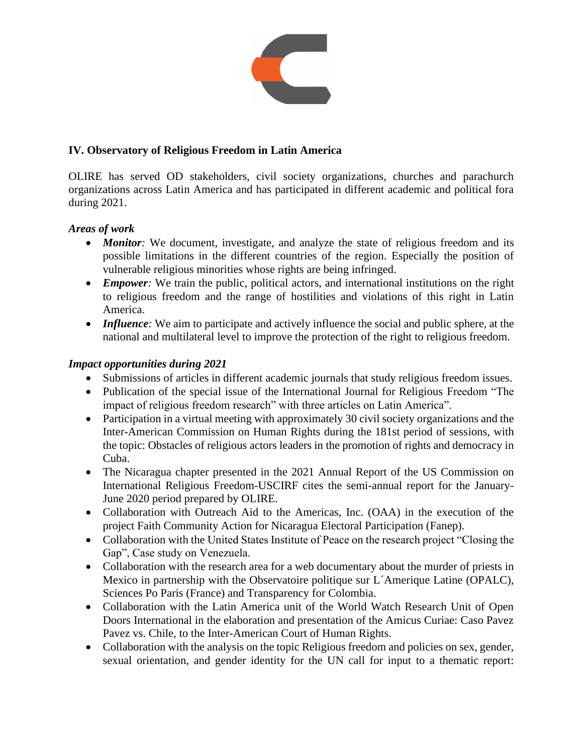## IV. Observatory of Religious Freedom in Latin America

OLIRE has served OD stakeholders, civil society organizations, churches and parachurch organizations across Latin America and has participated in different academic and political fora during 2021.

### *Areas of work*

- ***Monitor:*** We document, investigate, and analyze the state of religious freedom and its possible limitations in the different countries of the region. Especially the position of vulnerable religious minorities whose rights are being infringed.
- ***Empower:*** We train the public, political actors, and international institutions on the right to religious freedom and the range of hostilities and violations of this right in Latin America.
- ***Influence:*** We aim to participate and actively influence the social and public sphere, at the national and multilateral level to improve the protection of the right to religious freedom.

### *Impact opportunities during 2021*

- Submissions of articles in different academic journals that study religious freedom issues.
- Publication of the special issue of the International Journal for Religious Freedom "The impact of religious freedom research" with three articles on Latin America".
- Participation in a virtual meeting with approximately 30 civil society organizations and the Inter-American Commission on Human Rights during the 181st period of sessions, with the topic: Obstacles of religious actors leaders in the promotion of rights and democracy in Cuba.
- The Nicaragua chapter presented in the 2021 Annual Report of the US Commission on International Religious Freedom-USCIRF cites the semi-annual report for the January-June 2020 period prepared by OLIRE.
- Collaboration with Outreach Aid to the Americas, Inc. (OAA) in the execution of the project Faith Community Action for Nicaragua Electoral Participation (Fanep).
- Collaboration with the United States Institute of Peace on the research project "Closing the Gap", Case study on Venezuela.
- Collaboration with the research area for a web documentary about the murder of priests in Mexico in partnership with the Observatoire politique sur L´Amerique Latine (OPALC), Sciences Po Paris (France) and Transparency for Colombia.
- Collaboration with the Latin America unit of the World Watch Research Unit of Open Doors International in the elaboration and presentation of the Amicus Curiae: Caso Pavez Pavez vs. Chile, to the Inter-American Court of Human Rights.
- Collaboration with the analysis on the topic Religious freedom and policies on sex, gender, sexual orientation, and gender identity for the UN call for input to a thematic report: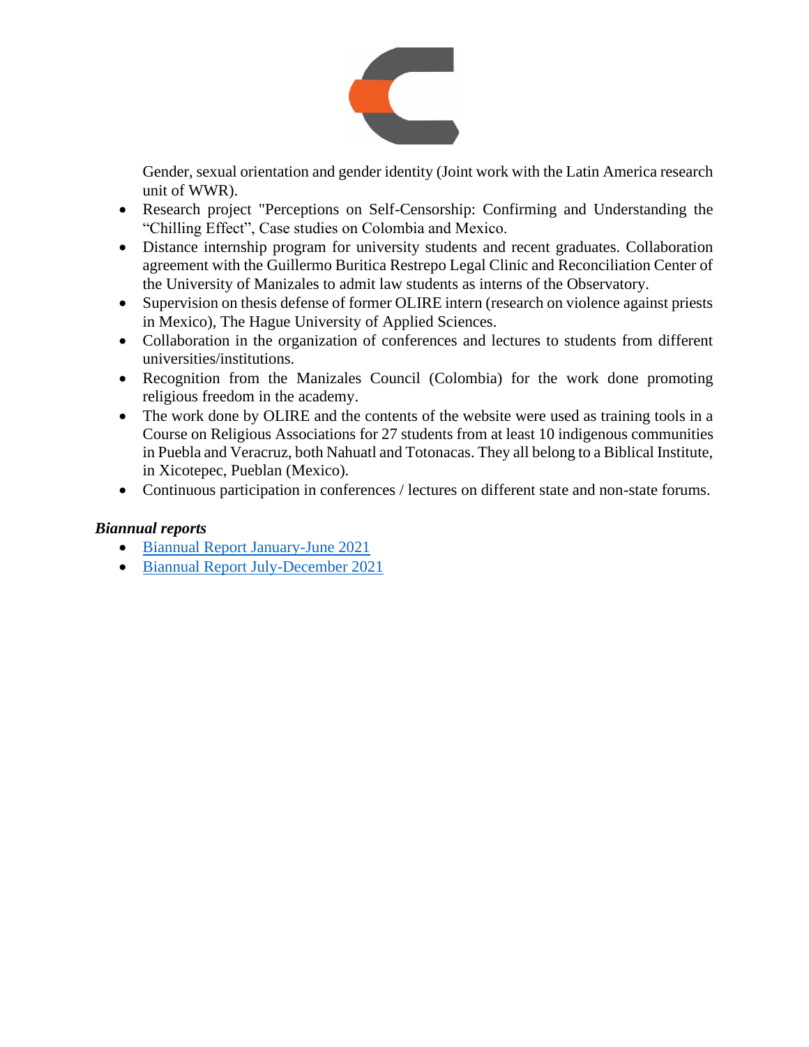Gender, sexual orientation and gender identity (Joint work with the Latin America research unit of WWR).

- Research project "Perceptions on Self-Censorship: Confirming and Understanding the "Chilling Effect", Case studies on Colombia and Mexico.
- Distance internship program for university students and recent graduates. Collaboration agreement with the Guillermo Buritica Restrepo Legal Clinic and Reconciliation Center of the University of Manizales to admit law students as interns of the Observatory.
- Supervision on thesis defense of former OLIRE intern (research on violence against priests in Mexico), The Hague University of Applied Sciences.
- Collaboration in the organization of conferences and lectures to students from different universities/institutions.
- Recognition from the Manizales Council (Colombia) for the work done promoting religious freedom in the academy.
- The work done by OLIRE and the contents of the website were used as training tools in a Course on Religious Associations for 27 students from at least 10 indigenous communities in Puebla and Veracruz, both Nahuatl and Totonacas. They all belong to a Biblical Institute, in Xicotepec, Pueblan (Mexico).
- Continuous participation in conferences / lectures on different state and non-state forums.

***Biannual reports***

- Biannual Report January-June 2021
- Biannual Report July-December 2021